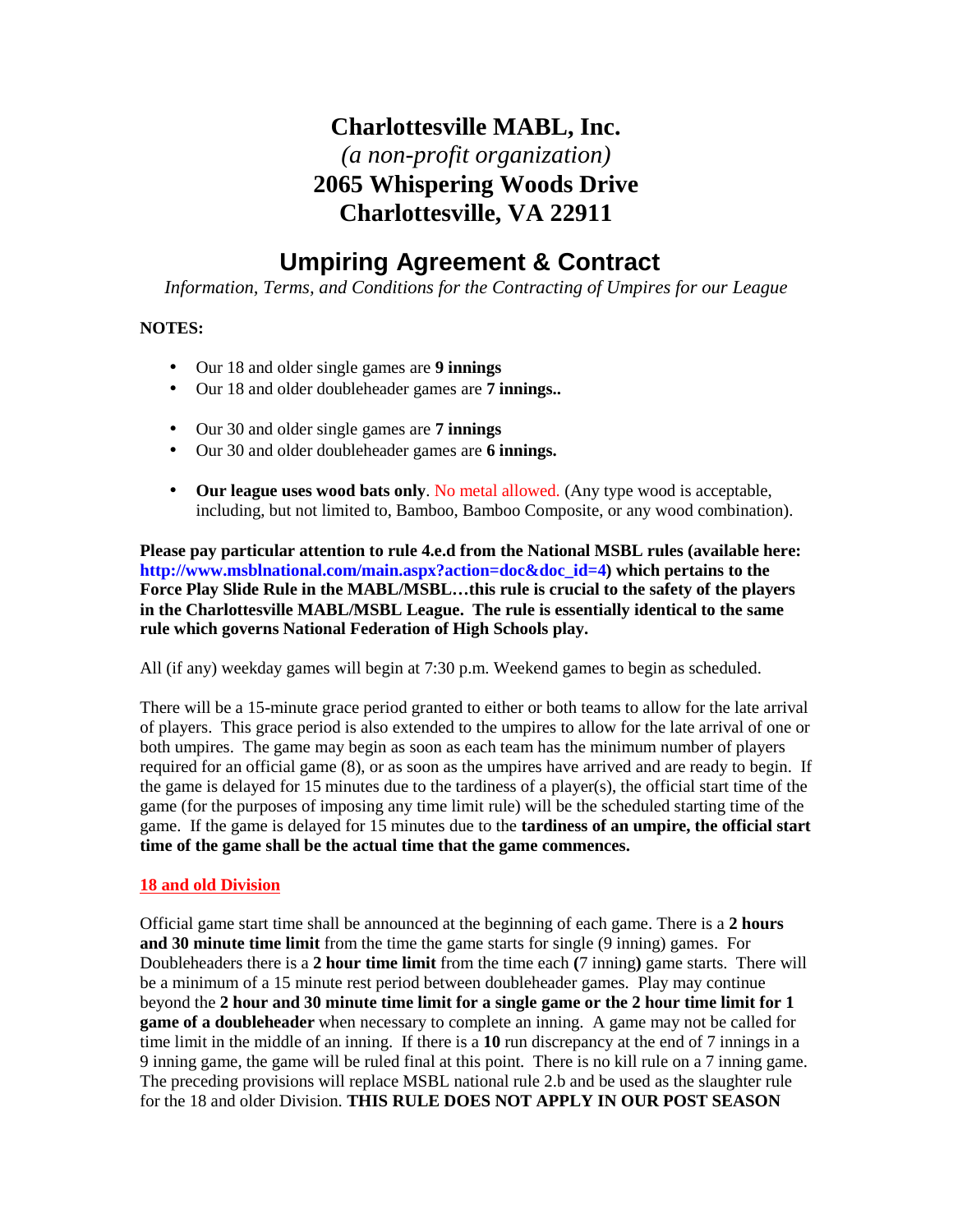# Charlottesville MABL, Inc.

*(a non-profit organization)*

**2065 Whispering Woods Drive**
**Charlottesville, VA 22911**

## Umpiring Agreement & Contract

*Information, Terms, and Conditions for the Contracting of Umpires for our League*

**NOTES:**

- Our 18 and older single games are **9 innings**
- Our 18 and older doubleheader games are **7 innings..**

- Our 30 and older single games are **7 innings**
- Our 30 and older doubleheader games are **6 innings.**

- **Our league uses wood bats only**. No metal allowed. (Any type wood is acceptable, including, but not limited to, Bamboo, Bamboo Composite, or any wood combination).

**Please pay particular attention to rule 4.e.d from the National MSBL rules (available here: http://www.msblnational.com/main.aspx?action=doc&doc_id=4) which pertains to the Force Play Slide Rule in the MABL/MSBL…this rule is crucial to the safety of the players in the Charlottesville MABL/MSBL League. The rule is essentially identical to the same rule which governs National Federation of High Schools play.**

All (if any) weekday games will begin at 7:30 p.m. Weekend games to begin as scheduled.

There will be a 15-minute grace period granted to either or both teams to allow for the late arrival of players. This grace period is also extended to the umpires to allow for the late arrival of one or both umpires. The game may begin as soon as each team has the minimum number of players required for an official game (8), or as soon as the umpires have arrived and are ready to begin. If the game is delayed for 15 minutes due to the tardiness of a player(s), the official start time of the game (for the purposes of imposing any time limit rule) will be the scheduled starting time of the game. If the game is delayed for 15 minutes due to the **tardiness of an umpire, the official start time of the game shall be the actual time that the game commences.**

**18 and old Division**

Official game start time shall be announced at the beginning of each game. There is a **2 hours and 30 minute time limit** from the time the game starts for single (9 inning) games. For Doubleheaders there is a **2 hour time limit** from the time each **(**7 inning**)** game starts. There will be a minimum of a 15 minute rest period between doubleheader games. Play may continue beyond the **2 hour and 30 minute time limit for a single game or the 2 hour time limit for 1 game of a doubleheader** when necessary to complete an inning. A game may not be called for time limit in the middle of an inning. If there is a **10** run discrepancy at the end of 7 innings in a 9 inning game, the game will be ruled final at this point. There is no kill rule on a 7 inning game. The preceding provisions will replace MSBL national rule 2.b and be used as the slaughter rule for the 18 and older Division. **THIS RULE DOES NOT APPLY IN OUR POST SEASON**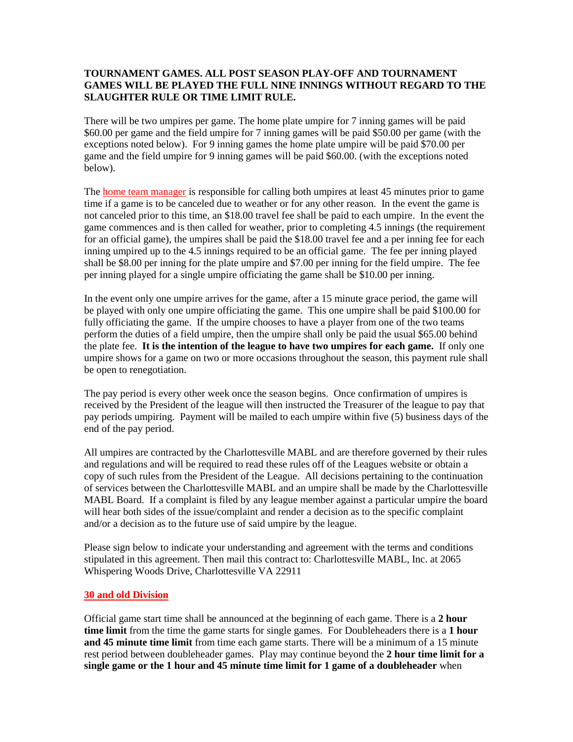**TOURNAMENT GAMES. ALL POST SEASON PLAY-OFF AND TOURNAMENT GAMES WILL BE PLAYED THE FULL NINE INNINGS WITHOUT REGARD TO THE SLAUGHTER RULE OR TIME LIMIT RULE.**

There will be two umpires per game. The home plate umpire for 7 inning games will be paid $60.00 per game and the field umpire for 7 inning games will be paid $50.00 per game (with the exceptions noted below). For 9 inning games the home plate umpire will be paid $70.00 per game and the field umpire for 9 inning games will be paid $60.00. (with the exceptions noted below).

The home team manager is responsible for calling both umpires at least 45 minutes prior to game time if a game is to be canceled due to weather or for any other reason. In the event the game is not canceled prior to this time, an $18.00 travel fee shall be paid to each umpire. In the event the game commences and is then called for weather, prior to completing 4.5 innings (the requirement for an official game), the umpires shall be paid the $18.00 travel fee and a per inning fee for each inning umpired up to the 4.5 innings required to be an official game. The fee per inning played shall be $8.00 per inning for the plate umpire and $7.00 per inning for the field umpire. The fee per inning played for a single umpire officiating the game shall be $10.00 per inning.

In the event only one umpire arrives for the game, after a 15 minute grace period, the game will be played with only one umpire officiating the game. This one umpire shall be paid $100.00 for fully officiating the game. If the umpire chooses to have a player from one of the two teams perform the duties of a field umpire, then the umpire shall only be paid the usual $65.00 behind the plate fee. **It is the intention of the league to have two umpires for each game.** If only one umpire shows for a game on two or more occasions throughout the season, this payment rule shall be open to renegotiation.

The pay period is every other week once the season begins. Once confirmation of umpires is received by the President of the league will then instructed the Treasurer of the league to pay that pay periods umpiring. Payment will be mailed to each umpire within five (5) business days of the end of the pay period.

All umpires are contracted by the Charlottesville MABL and are therefore governed by their rules and regulations and will be required to read these rules off of the Leagues website or obtain a copy of such rules from the President of the League. All decisions pertaining to the continuation of services between the Charlottesville MABL and an umpire shall be made by the Charlottesville MABL Board. If a complaint is filed by any league member against a particular umpire the board will hear both sides of the issue/complaint and render a decision as to the specific complaint and/or a decision as to the future use of said umpire by the league.

Please sign below to indicate your understanding and agreement with the terms and conditions stipulated in this agreement. Then mail this contract to: Charlottesville MABL, Inc. at 2065 Whispering Woods Drive, Charlottesville VA 22911

**30 and old Division**

Official game start time shall be announced at the beginning of each game. There is a **2 hour time limit** from the time the game starts for single games. For Doubleheaders there is a **1 hour and 45 minute time limit** from time each game starts. There will be a minimum of a 15 minute rest period between doubleheader games. Play may continue beyond the **2 hour time limit for a single game or the 1 hour and 45 minute time limit for 1 game of a doubleheader** when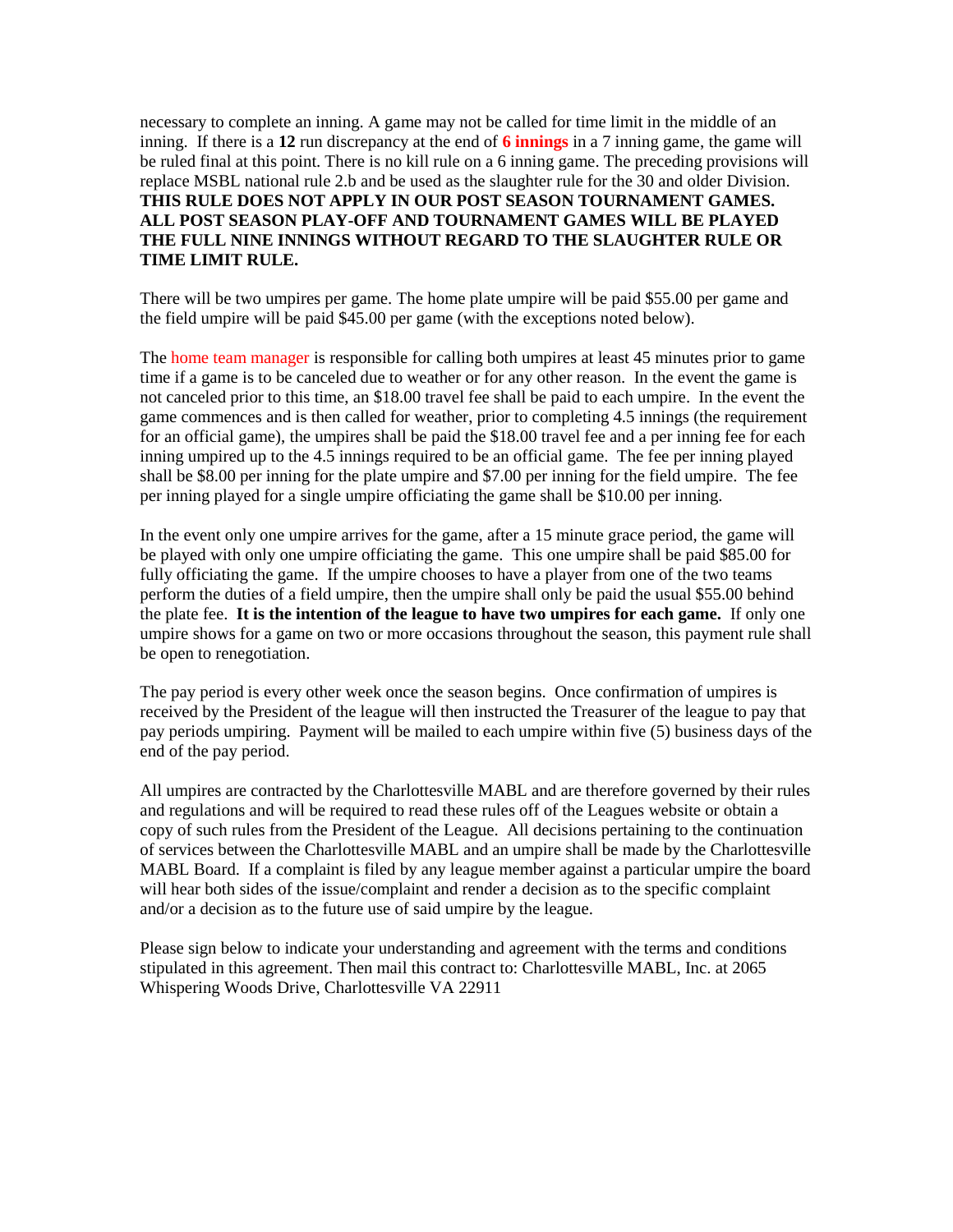necessary to complete an inning. A game may not be called for time limit in the middle of an inning. If there is a **12** run discrepancy at the end of **6 innings** in a 7 inning game, the game will be ruled final at this point. There is no kill rule on a 6 inning game. The preceding provisions will replace MSBL national rule 2.b and be used as the slaughter rule for the 30 and older Division. **THIS RULE DOES NOT APPLY IN OUR POST SEASON TOURNAMENT GAMES. ALL POST SEASON PLAY-OFF AND TOURNAMENT GAMES WILL BE PLAYED THE FULL NINE INNINGS WITHOUT REGARD TO THE SLAUGHTER RULE OR TIME LIMIT RULE.**

There will be two umpires per game. The home plate umpire will be paid $55.00 per game and the field umpire will be paid $45.00 per game (with the exceptions noted below).

The home team manager is responsible for calling both umpires at least 45 minutes prior to game time if a game is to be canceled due to weather or for any other reason. In the event the game is not canceled prior to this time, an $18.00 travel fee shall be paid to each umpire. In the event the game commences and is then called for weather, prior to completing 4.5 innings (the requirement for an official game), the umpires shall be paid the $18.00 travel fee and a per inning fee for each inning umpired up to the 4.5 innings required to be an official game. The fee per inning played shall be $8.00 per inning for the plate umpire and $7.00 per inning for the field umpire. The fee per inning played for a single umpire officiating the game shall be $10.00 per inning.

In the event only one umpire arrives for the game, after a 15 minute grace period, the game will be played with only one umpire officiating the game. This one umpire shall be paid $85.00 for fully officiating the game. If the umpire chooses to have a player from one of the two teams perform the duties of a field umpire, then the umpire shall only be paid the usual $55.00 behind the plate fee. **It is the intention of the league to have two umpires for each game.** If only one umpire shows for a game on two or more occasions throughout the season, this payment rule shall be open to renegotiation.

The pay period is every other week once the season begins. Once confirmation of umpires is received by the President of the league will then instructed the Treasurer of the league to pay that pay periods umpiring. Payment will be mailed to each umpire within five (5) business days of the end of the pay period.

All umpires are contracted by the Charlottesville MABL and are therefore governed by their rules and regulations and will be required to read these rules off of the Leagues website or obtain a copy of such rules from the President of the League. All decisions pertaining to the continuation of services between the Charlottesville MABL and an umpire shall be made by the Charlottesville MABL Board. If a complaint is filed by any league member against a particular umpire the board will hear both sides of the issue/complaint and render a decision as to the specific complaint and/or a decision as to the future use of said umpire by the league.

Please sign below to indicate your understanding and agreement with the terms and conditions stipulated in this agreement. Then mail this contract to: Charlottesville MABL, Inc. at 2065 Whispering Woods Drive, Charlottesville VA 22911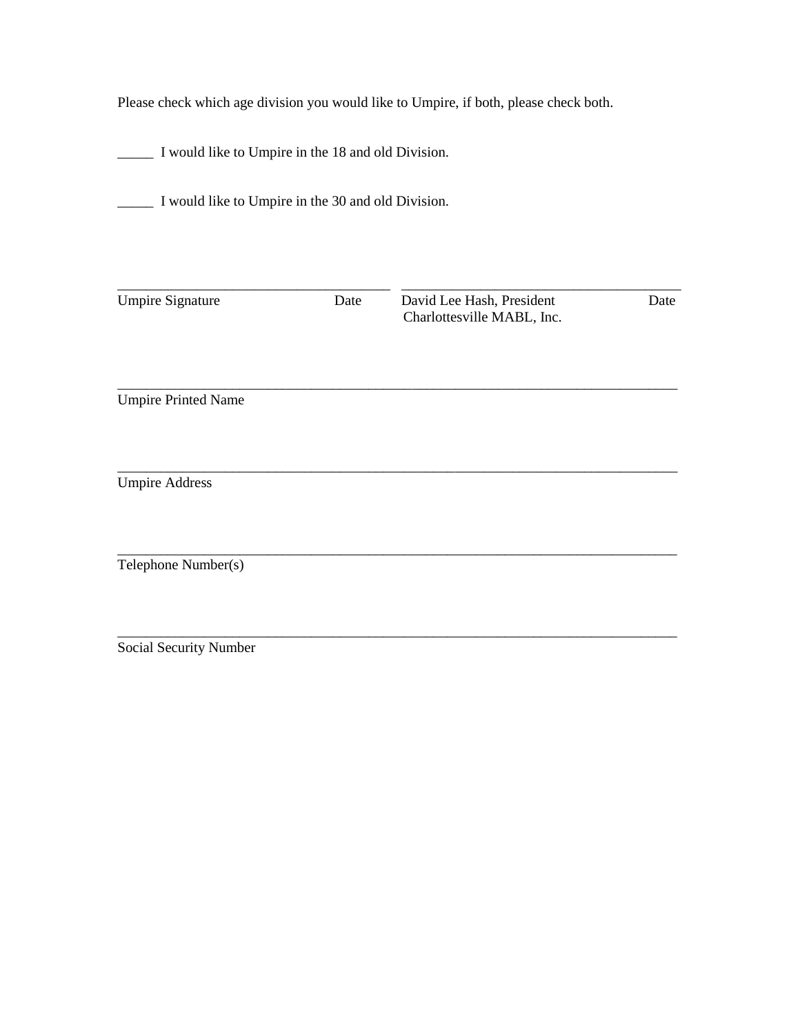Please check which age division you would like to Umpire, if both, please check both.

_____ I would like to Umpire in the 18 and old Division.

_____ I would like to Umpire in the 30 and old Division.

______________________________________ ______________________________________

Umpire Signature Date David Lee Hash, President Date
Charlottesville MABL, Inc.

______________________________________________________________________________

Umpire Printed Name

______________________________________________________________________________

Umpire Address

______________________________________________________________________________

Telephone Number(s)

______________________________________________________________________________

Social Security Number